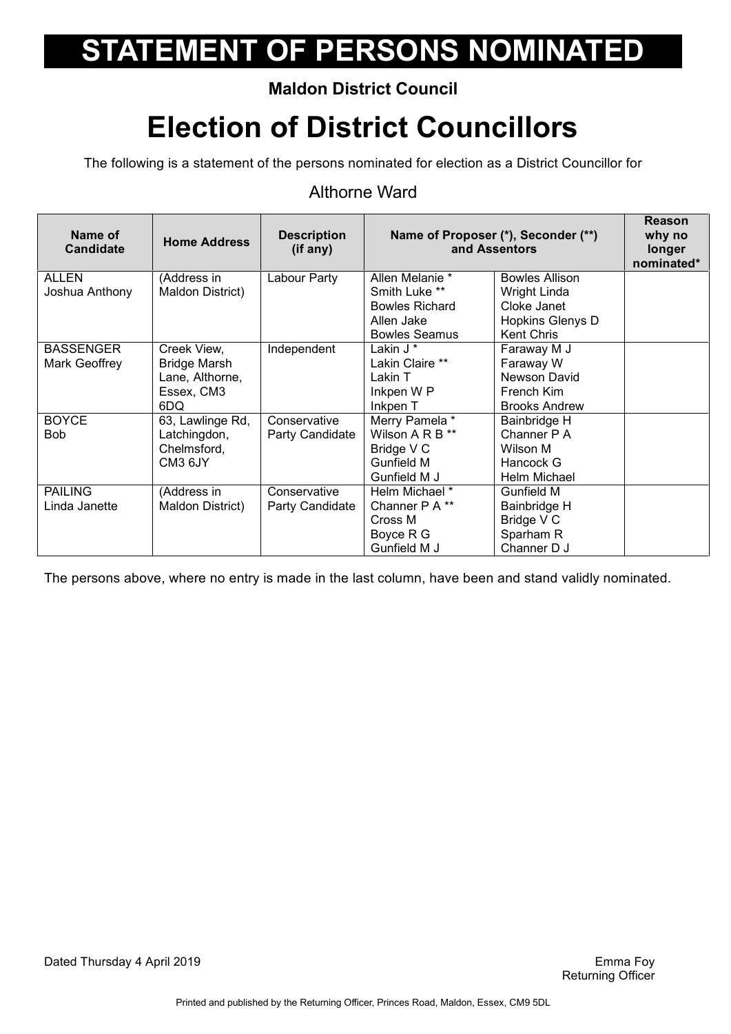# STATEMENT OF PERSONS NOMINATED

**Maldon District Council**

# Election of District Councillors

The following is a statement of the persons nominated for election as a District Councillor for

## Althorne Ward

| Name of Candidate | Home Address | Description (if any) | Name of Proposer (*), Seconder (**) and Assentors | | Reason why no longer nominated* |
|---|---|---|---|---|---|
| ALLEN Joshua Anthony | (Address in Maldon District) | Labour Party | Allen Melanie * <br> Smith Luke ** <br> Bowles Richard <br> Allen Jake <br> Bowles Seamus | Bowles Allison <br> Wright Linda <br> Cloke Janet <br> Hopkins Glenys D <br> Kent Chris | |
| BASSENGER Mark Geoffrey | Creek View, Bridge Marsh Lane, Althorne, Essex, CM3 6DQ | Independent | Lakin J * <br> Lakin Claire ** <br> Lakin T <br> Inkpen W P <br> Inkpen T | Faraway M J <br> Faraway W <br> Newson David <br> French Kim <br> Brooks Andrew | |
| BOYCE Bob | 63, Lawlinge Rd, Latchingdon, Chelmsford, CM3 6JY | Conservative Party Candidate | Merry Pamela * <br> Wilson A R B ** <br> Bridge V C <br> Gunfield M <br> Gunfield M J | Bainbridge H <br> Channer P A <br> Wilson M <br> Hancock G <br> Helm Michael | |
| PAILING Linda Janette | (Address in Maldon District) | Conservative Party Candidate | Helm Michael * <br> Channer P A ** <br> Cross M <br> Boyce R G <br> Gunfield M J | Gunfield M <br> Bainbridge H <br> Bridge V C <br> Sparham R <br> Channer D J | |

The persons above, where no entry is made in the last column, have been and stand validly nominated.

Dated Thursday 4 April 2019

Emma Foy
Returning Officer

Printed and published by the Returning Officer, Princes Road, Maldon, Essex, CM9 5DL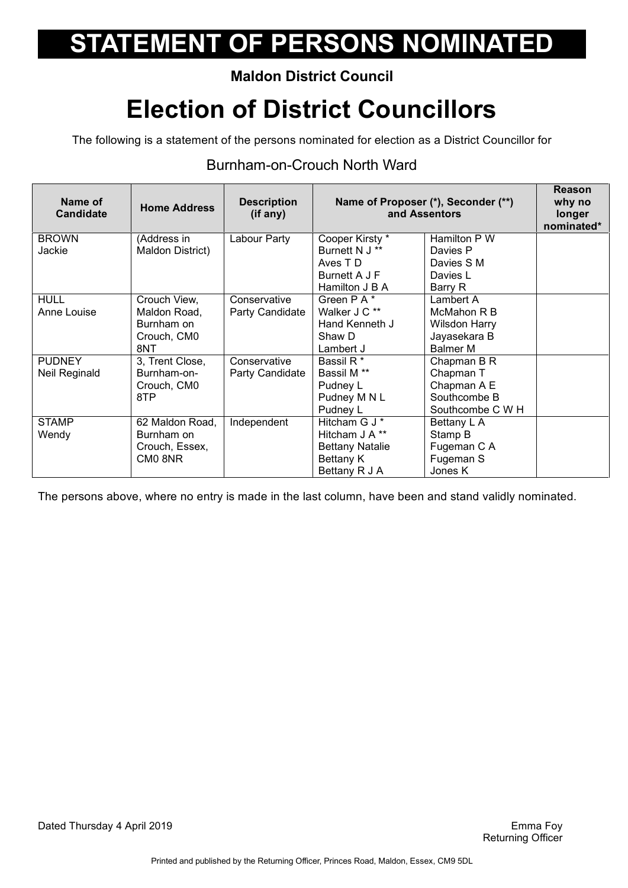# STATEMENT OF PERSONS NOMINATED

**Maldon District Council**

# Election of District Councillors

The following is a statement of the persons nominated for election as a District Councillor for

## Burnham-on-Crouch North Ward

| Name of Candidate | Home Address | Description (if any) | Name of Proposer (*), Seconder (**) and Assentors | | Reason why no longer nominated* |
|---|---|---|---|---|---|
| BROWN Jackie | (Address in Maldon District) | Labour Party | Cooper Kirsty * Burnett N J ** Aves T D Burnett A J F Hamilton J B A | Hamilton P W Davies P Davies S M Davies L Barry R | |
| HULL Anne Louise | Crouch View, Maldon Road, Burnham on Crouch, CM0 8NT | Conservative Party Candidate | Green P A * Walker J C ** Hand Kenneth J Shaw D Lambert J | Lambert A McMahon R B Wilsdon Harry Jayasekara B Balmer M | |
| PUDNEY Neil Reginald | 3, Trent Close, Burnham-on-Crouch, CM0 8TP | Conservative Party Candidate | Bassil R * Bassil M ** Pudney L Pudney M N L Pudney L | Chapman B R Chapman T Chapman A E Southcombe B Southcombe C W H | |
| STAMP Wendy | 62 Maldon Road, Burnham on Crouch, Essex, CM0 8NR | Independent | Hitcham G J * Hitcham J A ** Bettany Natalie Bettany K Bettany R J A | Bettany L A Stamp B Fugeman C A Fugeman S Jones K | |

The persons above, where no entry is made in the last column, have been and stand validly nominated.

Dated Thursday 4 April 2019

Emma Foy
Returning Officer

Printed and published by the Returning Officer, Princes Road, Maldon, Essex, CM9 5DL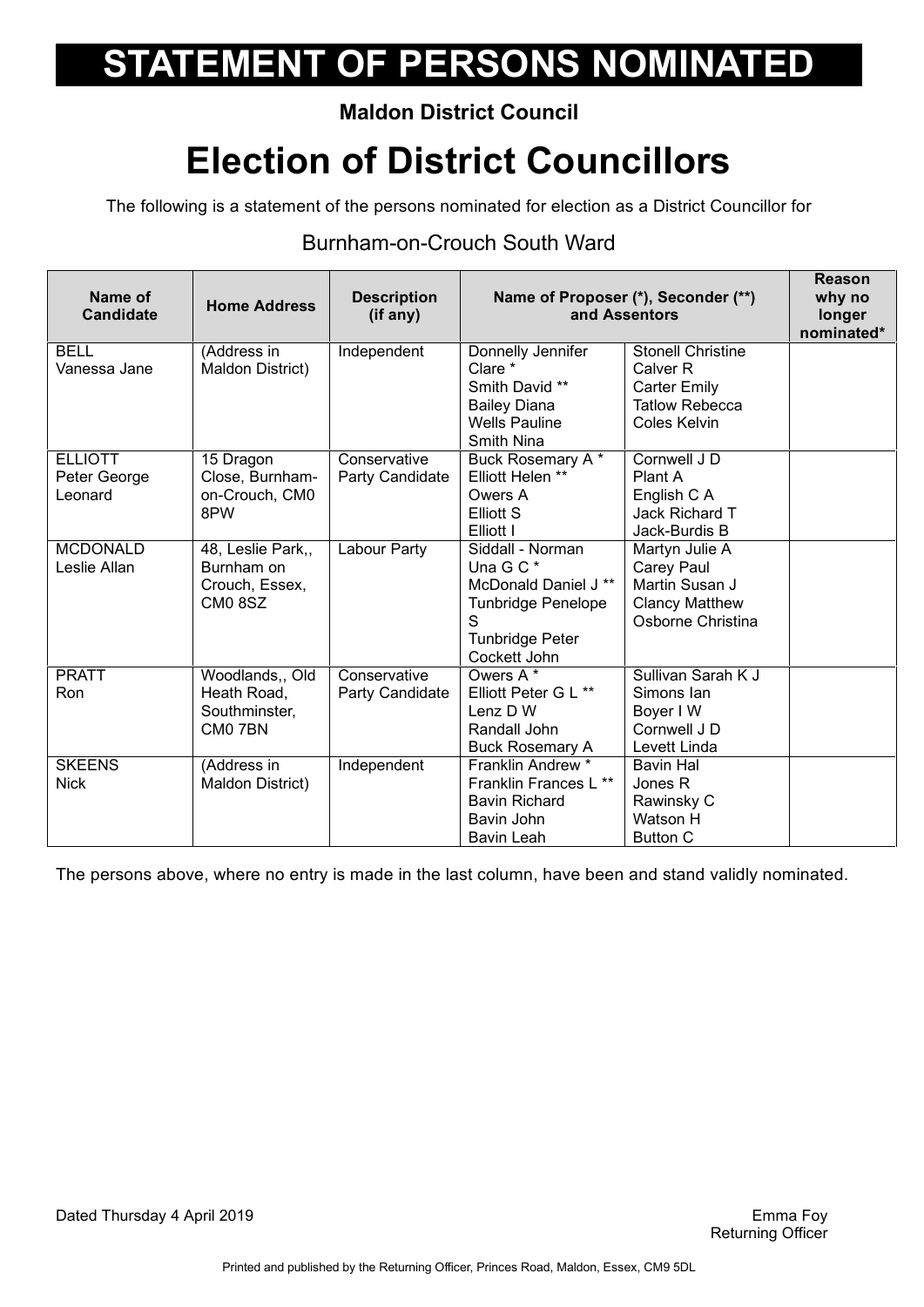# STATEMENT OF PERSONS NOMINATED

**Maldon District Council**

# Election of District Councillors

The following is a statement of the persons nominated for election as a District Councillor for

## Burnham-on-Crouch South Ward

| Name of Candidate | Home Address | Description (if any) | Name of Proposer (*), Seconder (**) and Assentors | | Reason why no longer nominated* |
|---|---|---|---|---|---|
| BELL Vanessa Jane | (Address in Maldon District) | Independent | Donnelly Jennifer Clare *<br>Smith David **<br>Bailey Diana<br>Wells Pauline<br>Smith Nina | Stonell Christine<br>Calver R<br>Carter Emily<br>Tatlow Rebecca<br>Coles Kelvin | |
| ELLIOTT Peter George Leonard | 15 Dragon Close, Burnham-on-Crouch, CM0 8PW | Conservative Party Candidate | Buck Rosemary A *<br>Elliott Helen **<br>Owers A<br>Elliott S<br>Elliott I | Cornwell J D<br>Plant A<br>English C A<br>Jack Richard T<br>Jack-Burdis B | |
| MCDONALD Leslie Allan | 48, Leslie Park,, Burnham on Crouch, Essex, CM0 8SZ | Labour Party | Siddall - Norman Una G C *<br>McDonald Daniel J **<br>Tunbridge Penelope S<br>Tunbridge Peter<br>Cockett John | Martyn Julie A<br>Carey Paul<br>Martin Susan J<br>Clancy Matthew<br>Osborne Christina | |
| PRATT Ron | Woodlands,, Old Heath Road, Southminster, CM0 7BN | Conservative Party Candidate | Owers A *<br>Elliott Peter G L **<br>Lenz D W<br>Randall John<br>Buck Rosemary A | Sullivan Sarah K J<br>Simons Ian<br>Boyer I W<br>Cornwell J D<br>Levett Linda | |
| SKEENS Nick | (Address in Maldon District) | Independent | Franklin Andrew *<br>Franklin Frances L **<br>Bavin Richard<br>Bavin John<br>Bavin Leah | Bavin Hal<br>Jones R<br>Rawinsky C<br>Watson H<br>Button C | |

The persons above, where no entry is made in the last column, have been and stand validly nominated.

Dated Thursday 4 April 2019

Emma Foy
Returning Officer

Printed and published by the Returning Officer, Princes Road, Maldon, Essex, CM9 5DL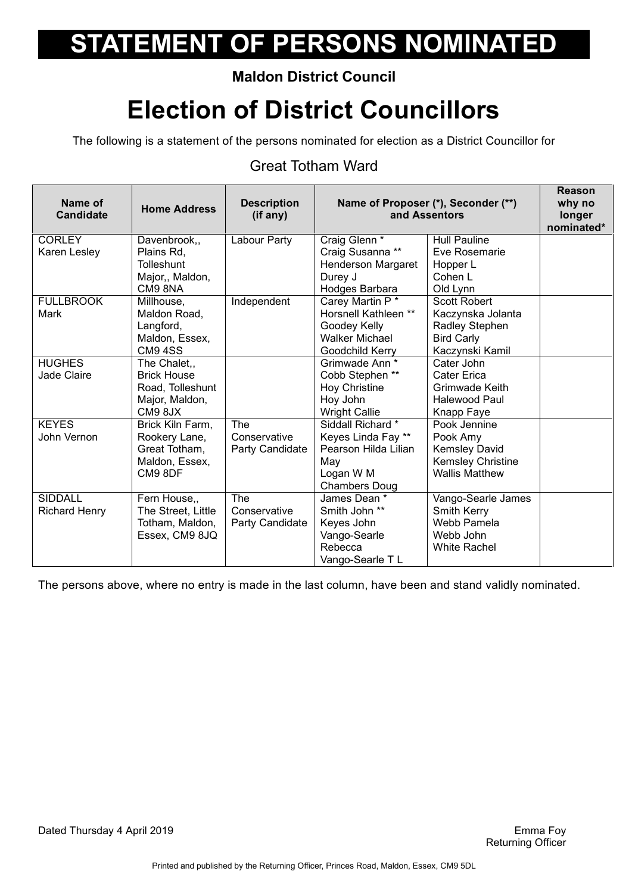# STATEMENT OF PERSONS NOMINATED

**Maldon District Council**

# Election of District Councillors

The following is a statement of the persons nominated for election as a District Councillor for

## Great Totham Ward

| Name of Candidate | Home Address | Description (if any) | Name of Proposer (*), Seconder (**) and Assentors | | Reason why no longer nominated* |
|---|---|---|---|---|---|
| CORLEY Karen Lesley | Davenbrook,, Plains Rd, Tolleshunt Major,, Maldon, CM9 8NA | Labour Party | Craig Glenn * Craig Susanna ** Henderson Margaret Durey J Hodges Barbara | Hull Pauline Eve Rosemarie Hopper L Cohen L Old Lynn | |
| FULLBROOK Mark | Millhouse, Maldon Road, Langford, Maldon, Essex, CM9 4SS | Independent | Carey Martin P * Horsnell Kathleen ** Goodey Kelly Walker Michael Goodchild Kerry | Scott Robert Kaczynska Jolanta Radley Stephen Bird Carly Kaczynski Kamil | |
| HUGHES Jade Claire | The Chalet,, Brick House Road, Tolleshunt Major, Maldon, CM9 8JX | | Grimwade Ann * Cobb Stephen ** Hoy Christine Hoy John Wright Callie | Cater John Cater Erica Grimwade Keith Halewood Paul Knapp Faye | |
| KEYES John Vernon | Brick Kiln Farm, Rookery Lane, Great Totham, Maldon, Essex, CM9 8DF | The Conservative Party Candidate | Siddall Richard * Keyes Linda Fay ** Pearson Hilda Lilian May Logan W M Chambers Doug | Pook Jennine Pook Amy Kemsley David Kemsley Christine Wallis Matthew | |
| SIDDALL Richard Henry | Fern House,, The Street, Little Totham, Maldon, Essex, CM9 8JQ | The Conservative Party Candidate | James Dean * Smith John ** Keyes John Vango-Searle Rebecca Vango-Searle T L | Vango-Searle James Smith Kerry Webb Pamela Webb John White Rachel | |

The persons above, where no entry is made in the last column, have been and stand validly nominated.

Dated Thursday 4 April 2019

Emma Foy
Returning Officer

Printed and published by the Returning Officer, Princes Road, Maldon, Essex, CM9 5DL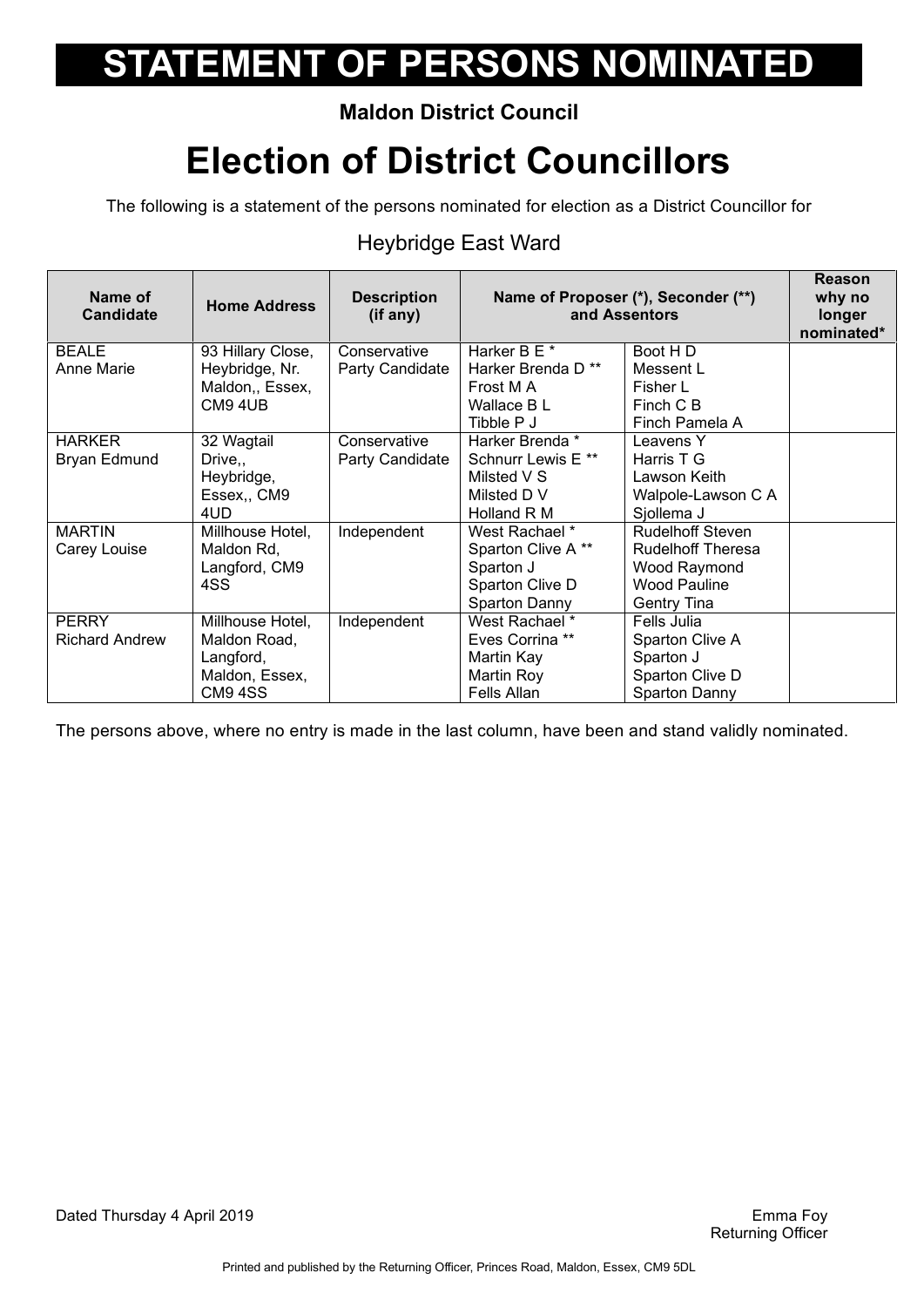# STATEMENT OF PERSONS NOMINATED

**Maldon District Council**

# Election of District Councillors

The following is a statement of the persons nominated for election as a District Councillor for

## Heybridge East Ward

| Name of Candidate | Home Address | Description (if any) | Name of Proposer (*), Seconder (**) and Assentors | | Reason why no longer nominated* |
|---|---|---|---|---|---|
| BEALE Anne Marie | 93 Hillary Close, Heybridge, Nr. Maldon,, Essex, CM9 4UB | Conservative Party Candidate | Harker B E * Harker Brenda D ** Frost M A Wallace B L Tibble P J | Boot H D Messent L Fisher L Finch C B Finch Pamela A | |
| HARKER Bryan Edmund | 32 Wagtail Drive,, Heybridge, Essex,, CM9 4UD | Conservative Party Candidate | Harker Brenda * Schnurr Lewis E ** Milsted V S Milsted D V Holland R M | Leavens Y Harris T G Lawson Keith Walpole-Lawson C A Sjollema J | |
| MARTIN Carey Louise | Millhouse Hotel, Maldon Rd, Langford, CM9 4SS | Independent | West Rachael * Sparton Clive A ** Sparton J Sparton Clive D Sparton Danny | Rudelhoff Steven Rudelhoff Theresa Wood Raymond Wood Pauline Gentry Tina | |
| PERRY Richard Andrew | Millhouse Hotel, Maldon Road, Langford, Maldon, Essex, CM9 4SS | Independent | West Rachael * Eves Corrina ** Martin Kay Martin Roy Fells Allan | Fells Julia Sparton Clive A Sparton J Sparton Clive D Sparton Danny | |

The persons above, where no entry is made in the last column, have been and stand validly nominated.

Dated Thursday 4 April 2019

Emma Foy
Returning Officer

Printed and published by the Returning Officer, Princes Road, Maldon, Essex, CM9 5DL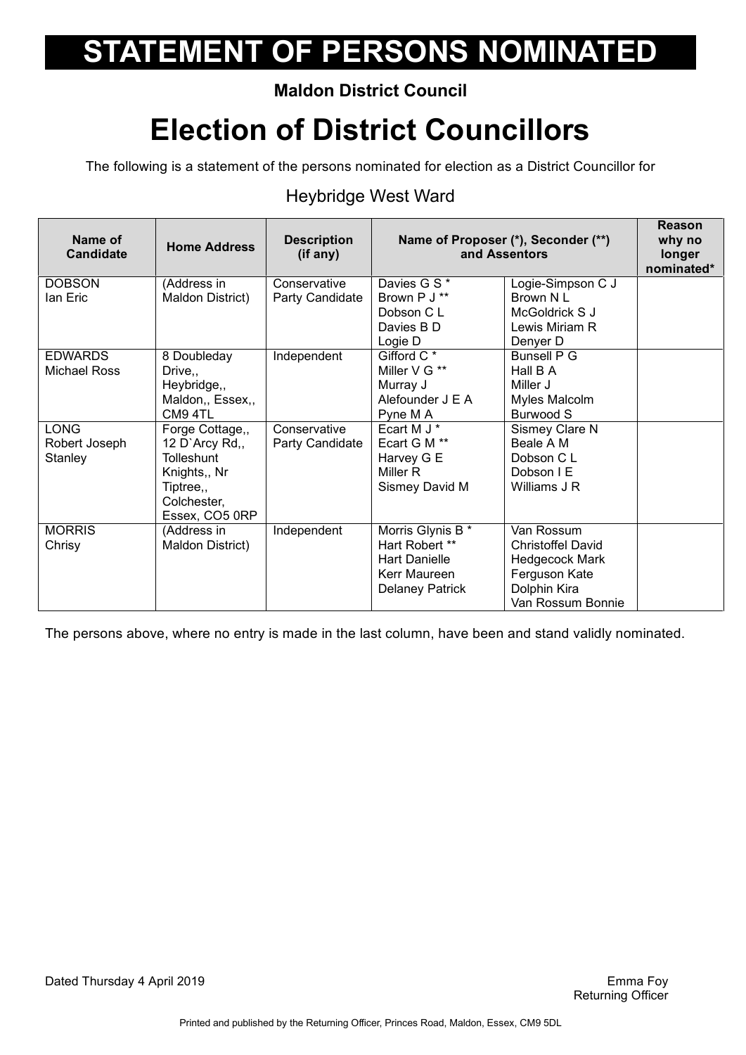# STATEMENT OF PERSONS NOMINATED

**Maldon District Council**

# Election of District Councillors

The following is a statement of the persons nominated for election as a District Councillor for

## Heybridge West Ward

| Name of Candidate | Home Address | Description (if any) | Name of Proposer (*), Seconder (**) and Assentors | | Reason why no longer nominated* |
|---|---|---|---|---|---|
| DOBSON Ian Eric | (Address in Maldon District) | Conservative Party Candidate | Davies G S * Brown P J ** Dobson C L Davies B D Logie D | Logie-Simpson C J Brown N L McGoldrick S J Lewis Miriam R Denyer D | |
| EDWARDS Michael Ross | 8 Doubleday Drive,, Heybridge,, Maldon,, Essex,, CM9 4TL | Independent | Gifford C * Miller V G ** Murray J Alefounder J E A Pyne M A | Bunsell P G Hall B A Miller J Myles Malcolm Burwood S | |
| LONG Robert Joseph Stanley | Forge Cottage,, 12 D`Arcy Rd,, Tolleshunt Knights,, Nr Tiptree,, Colchester, Essex, CO5 0RP | Conservative Party Candidate | Ecart M J * Ecart G M ** Harvey G E Miller R Sismey David M | Sismey Clare N Beale A M Dobson C L Dobson I E Williams J R | |
| MORRIS Chrisy | (Address in Maldon District) | Independent | Morris Glynis B * Hart Robert ** Hart Danielle Kerr Maureen Delaney Patrick | Van Rossum Christoffel David Hedgecock Mark Ferguson Kate Dolphin Kira Van Rossum Bonnie | |

The persons above, where no entry is made in the last column, have been and stand validly nominated.

Dated Thursday 4 April 2019

Emma Foy
Returning Officer

Printed and published by the Returning Officer, Princes Road, Maldon, Essex, CM9 5DL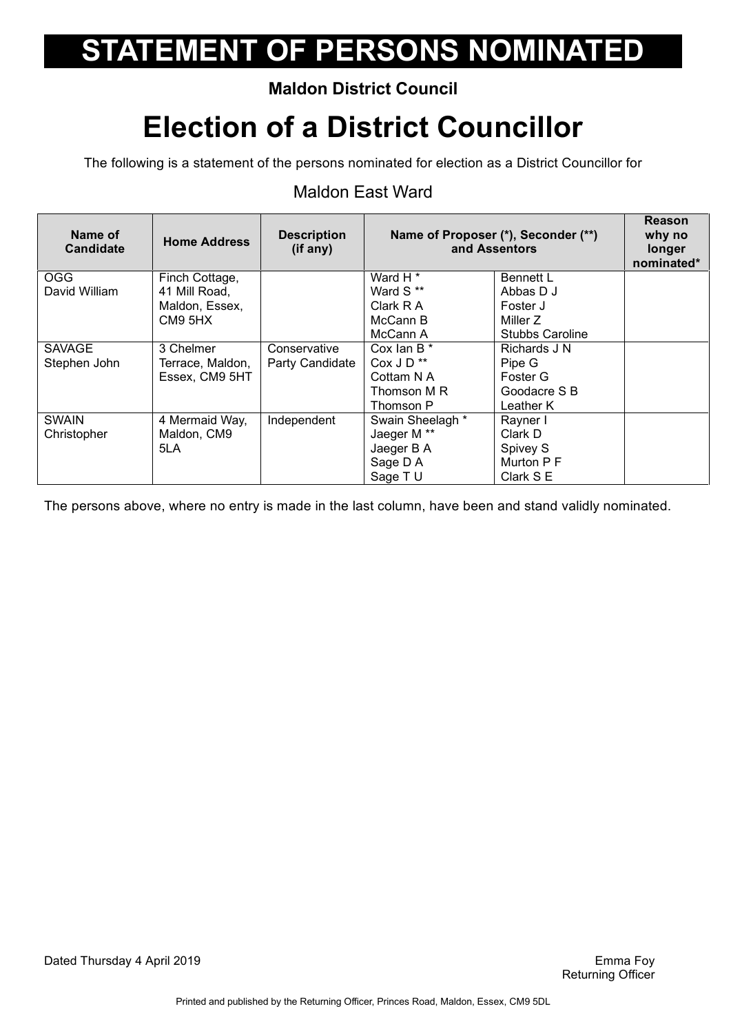# STATEMENT OF PERSONS NOMINATED

**Maldon District Council**

# Election of a District Councillor

The following is a statement of the persons nominated for election as a District Councillor for

## Maldon East Ward

| Name of Candidate | Home Address | Description (if any) | Name of Proposer (*), Seconder (**) and Assentors | | Reason why no longer nominated* |
|---|---|---|---|---|---|
| OGG David William | Finch Cottage, 41 Mill Road, Maldon, Essex, CM9 5HX | | Ward H *<br>Ward S **<br>Clark R A<br>McCann B<br>McCann A | Bennett L<br>Abbas D J<br>Foster J<br>Miller Z<br>Stubbs Caroline | |
| SAVAGE Stephen John | 3 Chelmer Terrace, Maldon, Essex, CM9 5HT | Conservative Party Candidate | Cox Ian B *<br>Cox J D **<br>Cottam N A<br>Thomson M R<br>Thomson P | Richards J N<br>Pipe G<br>Foster G<br>Goodacre S B<br>Leather K | |
| SWAIN Christopher | 4 Mermaid Way, Maldon, CM9 5LA | Independent | Swain Sheelagh *<br>Jaeger M **<br>Jaeger B A<br>Sage D A<br>Sage T U | Rayner I<br>Clark D<br>Spivey S<br>Murton P F<br>Clark S E | |

The persons above, where no entry is made in the last column, have been and stand validly nominated.

Dated Thursday 4 April 2019

Emma Foy
Returning Officer

Printed and published by the Returning Officer, Princes Road, Maldon, Essex, CM9 5DL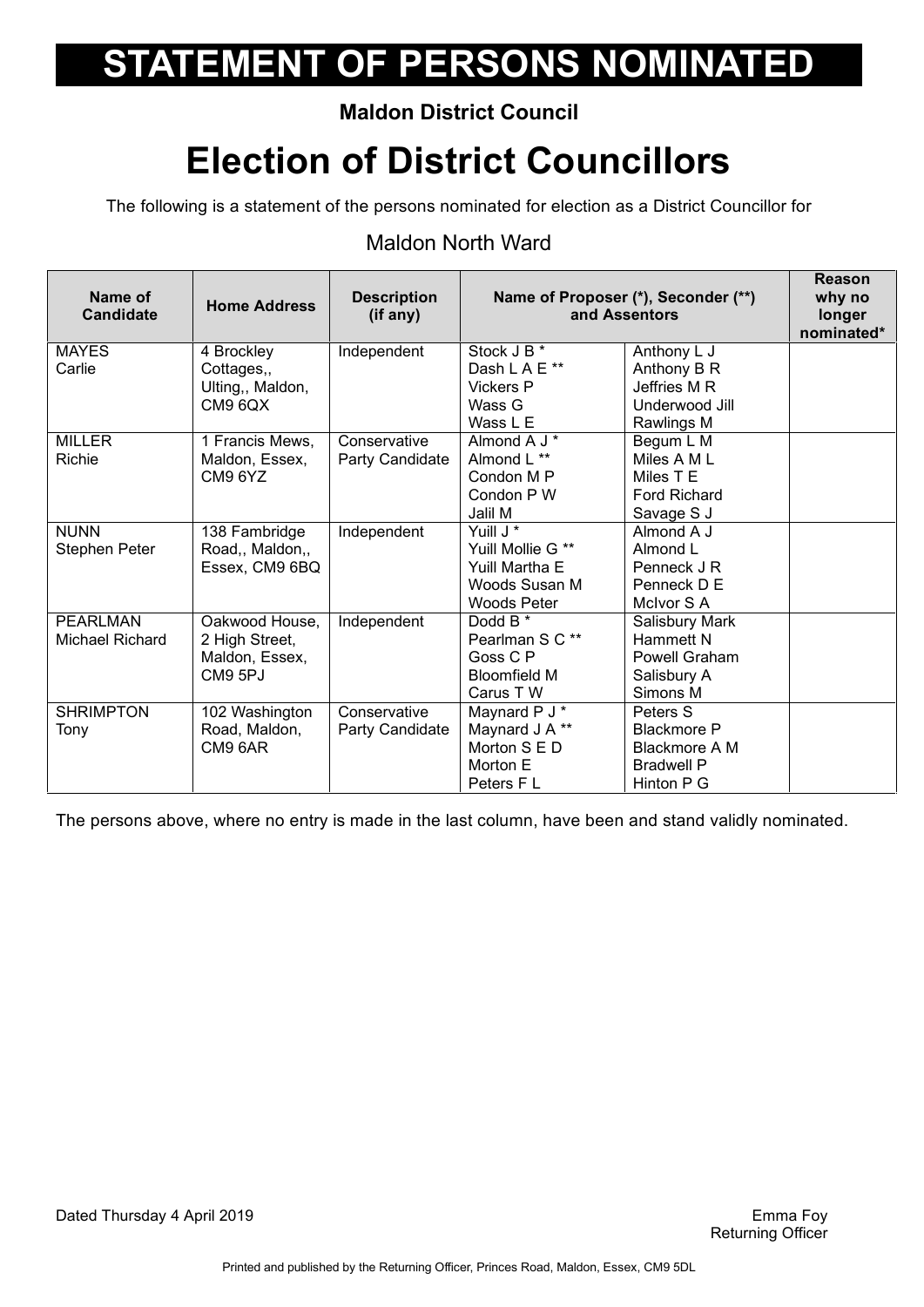# STATEMENT OF PERSONS NOMINATED

**Maldon District Council**

# Election of District Councillors

The following is a statement of the persons nominated for election as a District Councillor for

## Maldon North Ward

| Name of Candidate | Home Address | Description (if any) | Name of Proposer (*), Seconder (**) and Assentors | | Reason why no longer nominated* |
|---|---|---|---|---|---|
| MAYES<br>Carlie | 4 Brockley Cottages,, Ulting,, Maldon, CM9 6QX | Independent | Stock J B *<br>Dash L A E **<br>Vickers P<br>Wass G<br>Wass L E | Anthony L J<br>Anthony B R<br>Jeffries M R<br>Underwood Jill<br>Rawlings M | |
| MILLER<br>Richie | 1 Francis Mews, Maldon, Essex, CM9 6YZ | Conservative Party Candidate | Almond A J *<br>Almond L **<br>Condon M P<br>Condon P W<br>Jalil M | Begum L M<br>Miles A M L<br>Miles T E<br>Ford Richard<br>Savage S J | |
| NUNN<br>Stephen Peter | 138 Fambridge Road,, Maldon,, Essex, CM9 6BQ | Independent | Yuill J *<br>Yuill Mollie G **<br>Yuill Martha E<br>Woods Susan M<br>Woods Peter | Almond A J<br>Almond L<br>Penneck J R<br>Penneck D E<br>McIvor S A | |
| PEARLMAN<br>Michael Richard | Oakwood House, 2 High Street, Maldon, Essex, CM9 5PJ | Independent | Dodd B *<br>Pearlman S C **<br>Goss C P<br>Bloomfield M<br>Carus T W | Salisbury Mark<br>Hammett N<br>Powell Graham<br>Salisbury A<br>Simons M | |
| SHRIMPTON<br>Tony | 102 Washington Road, Maldon, CM9 6AR | Conservative Party Candidate | Maynard P J *<br>Maynard J A **<br>Morton S E D<br>Morton E<br>Peters F L | Peters S<br>Blackmore P<br>Blackmore A M<br>Bradwell P<br>Hinton P G | |

The persons above, where no entry is made in the last column, have been and stand validly nominated.

Dated Thursday 4 April 2019

Emma Foy
Returning Officer

Printed and published by the Returning Officer, Princes Road, Maldon, Essex, CM9 5DL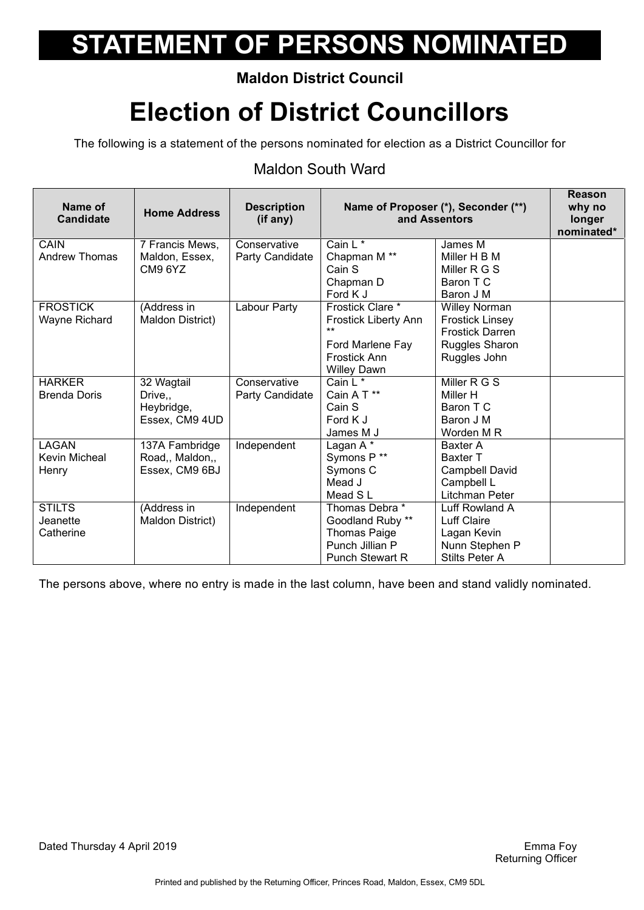# STATEMENT OF PERSONS NOMINATED

**Maldon District Council**

# Election of District Councillors

The following is a statement of the persons nominated for election as a District Councillor for

## Maldon South Ward

| Name of Candidate | Home Address | Description (if any) | Name of Proposer (*), Seconder (**) and Assentors | | Reason why no longer nominated* |
|---|---|---|---|---|---|
| CAIN Andrew Thomas | 7 Francis Mews, Maldon, Essex, CM9 6YZ | Conservative Party Candidate | Cain L * Chapman M ** Cain S Chapman D Ford K J | James M Miller H B M Miller R G S Baron T C Baron J M | |
| FROSTICK Wayne Richard | (Address in Maldon District) | Labour Party | Frostick Clare * Frostick Liberty Ann ** Ford Marlene Fay Frostick Ann Willey Dawn | Willey Norman Frostick Linsey Frostick Darren Ruggles Sharon Ruggles John | |
| HARKER Brenda Doris | 32 Wagtail Drive,, Heybridge, Essex, CM9 4UD | Conservative Party Candidate | Cain L * Cain A T ** Cain S Ford K J James M J | Miller R G S Miller H Baron T C Baron J M Worden M R | |
| LAGAN Kevin Micheal Henry | 137A Fambridge Road,, Maldon,, Essex, CM9 6BJ | Independent | Lagan A * Symons P ** Symons C Mead J Mead S L | Baxter A Baxter T Campbell David Campbell L Litchman Peter | |
| STILTS Jeanette Catherine | (Address in Maldon District) | Independent | Thomas Debra * Goodland Ruby ** Thomas Paige Punch Jillian P Punch Stewart R | Luff Rowland A Luff Claire Lagan Kevin Nunn Stephen P Stilts Peter A | |

The persons above, where no entry is made in the last column, have been and stand validly nominated.

Dated Thursday 4 April 2019

Emma Foy
Returning Officer

Printed and published by the Returning Officer, Princes Road, Maldon, Essex, CM9 5DL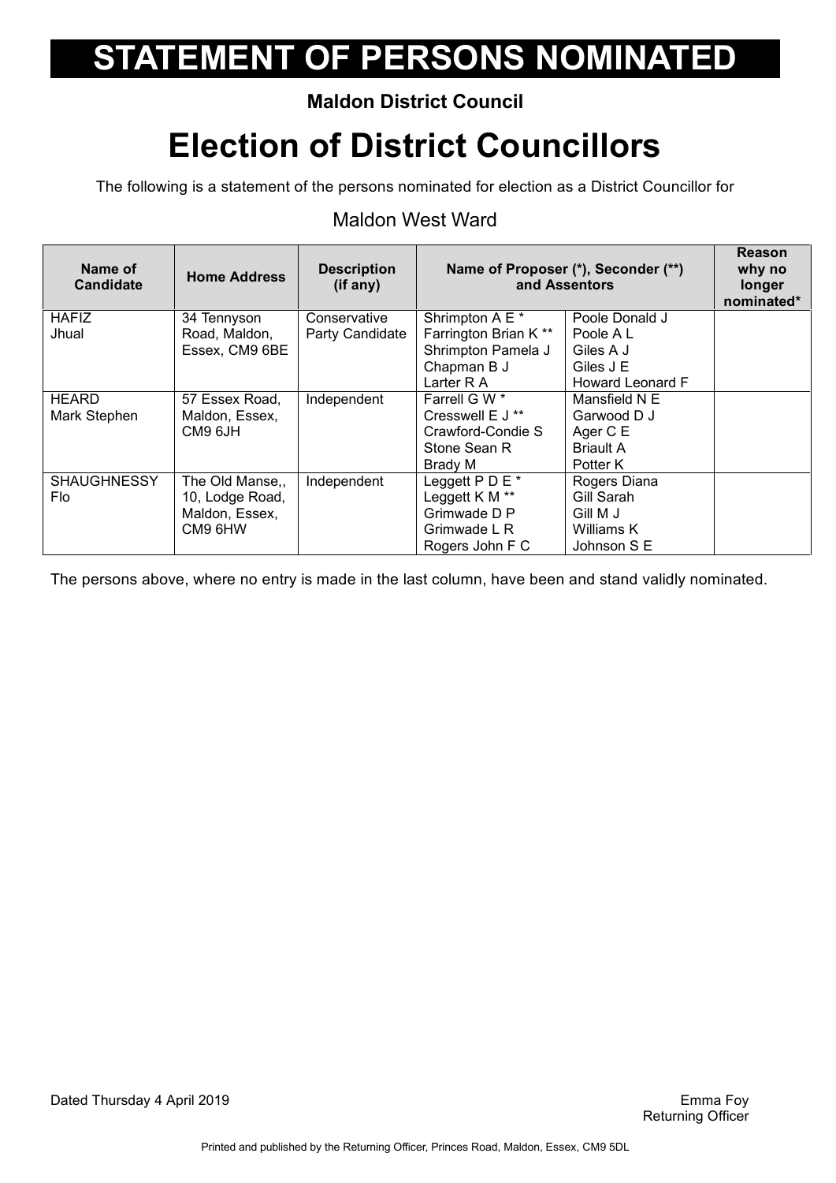# STATEMENT OF PERSONS NOMINATED

**Maldon District Council**

# Election of District Councillors

The following is a statement of the persons nominated for election as a District Councillor for

## Maldon West Ward

| Name of Candidate | Home Address | Description (if any) | Name of Proposer (*), Seconder (**) and Assentors | | Reason why no longer nominated* |
|---|---|---|---|---|---|
| HAFIZ Jhual | 34 Tennyson Road, Maldon, Essex, CM9 6BE | Conservative Party Candidate | Shrimpton A E * | Poole Donald J | |
| | | | Farrington Brian K ** | Poole A L | |
| | | | Shrimpton Pamela J | Giles A J | |
| | | | Chapman B J | Giles J E | |
| | | | Larter R A | Howard Leonard F | |
| HEARD Mark Stephen | 57 Essex Road, Maldon, Essex, CM9 6JH | Independent | Farrell G W * | Mansfield N E | |
| | | | Cresswell E J ** | Garwood D J | |
| | | | Crawford-Condie S | Ager C E | |
| | | | Stone Sean R | Briault A | |
| | | | Brady M | Potter K | |
| SHAUGHNESSY Flo | The Old Manse,, 10, Lodge Road, Maldon, Essex, CM9 6HW | Independent | Leggett P D E * | Rogers Diana | |
| | | | Leggett K M ** | Gill Sarah | |
| | | | Grimwade D P | Gill M J | |
| | | | Grimwade L R | Williams K | |
| | | | Rogers John F C | Johnson S E | |

The persons above, where no entry is made in the last column, have been and stand validly nominated.

Dated Thursday 4 April 2019

Emma Foy
Returning Officer

Printed and published by the Returning Officer, Princes Road, Maldon, Essex, CM9 5DL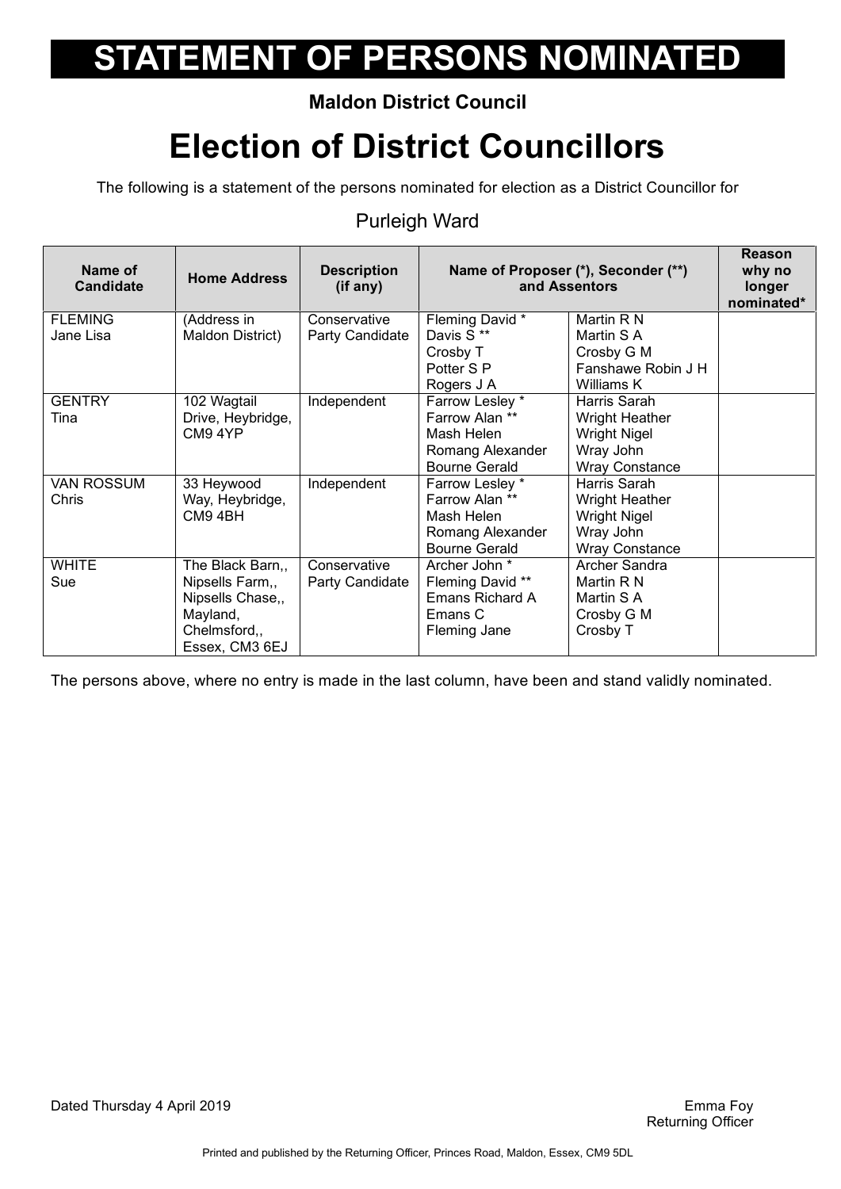# STATEMENT OF PERSONS NOMINATED

**Maldon District Council**

# Election of District Councillors

The following is a statement of the persons nominated for election as a District Councillor for

## Purleigh Ward

| Name of Candidate | Home Address | Description (if any) | Name of Proposer (*), Seconder (**) and Assentors | | Reason why no longer nominated* |
|---|---|---|---|---|---|
| FLEMING Jane Lisa | (Address in Maldon District) | Conservative Party Candidate | Fleming David * Davis S ** Crosby T Potter S P Rogers J A | Martin R N Martin S A Crosby G M Fanshawe Robin J H Williams K | |
| GENTRY Tina | 102 Wagtail Drive, Heybridge, CM9 4YP | Independent | Farrow Lesley * Farrow Alan ** Mash Helen Romang Alexander Bourne Gerald | Harris Sarah Wright Heather Wright Nigel Wray John Wray Constance | |
| VAN ROSSUM Chris | 33 Heywood Way, Heybridge, CM9 4BH | Independent | Farrow Lesley * Farrow Alan ** Mash Helen Romang Alexander Bourne Gerald | Harris Sarah Wright Heather Wright Nigel Wray John Wray Constance | |
| WHITE Sue | The Black Barn,, Nipsells Farm,, Nipsells Chase,, Mayland, Chelmsford,, Essex, CM3 6EJ | Conservative Party Candidate | Archer John * Fleming David ** Emans Richard A Emans C Fleming Jane | Archer Sandra Martin R N Martin S A Crosby G M Crosby T | |

The persons above, where no entry is made in the last column, have been and stand validly nominated.

Dated Thursday 4 April 2019

Emma Foy
Returning Officer

Printed and published by the Returning Officer, Princes Road, Maldon, Essex, CM9 5DL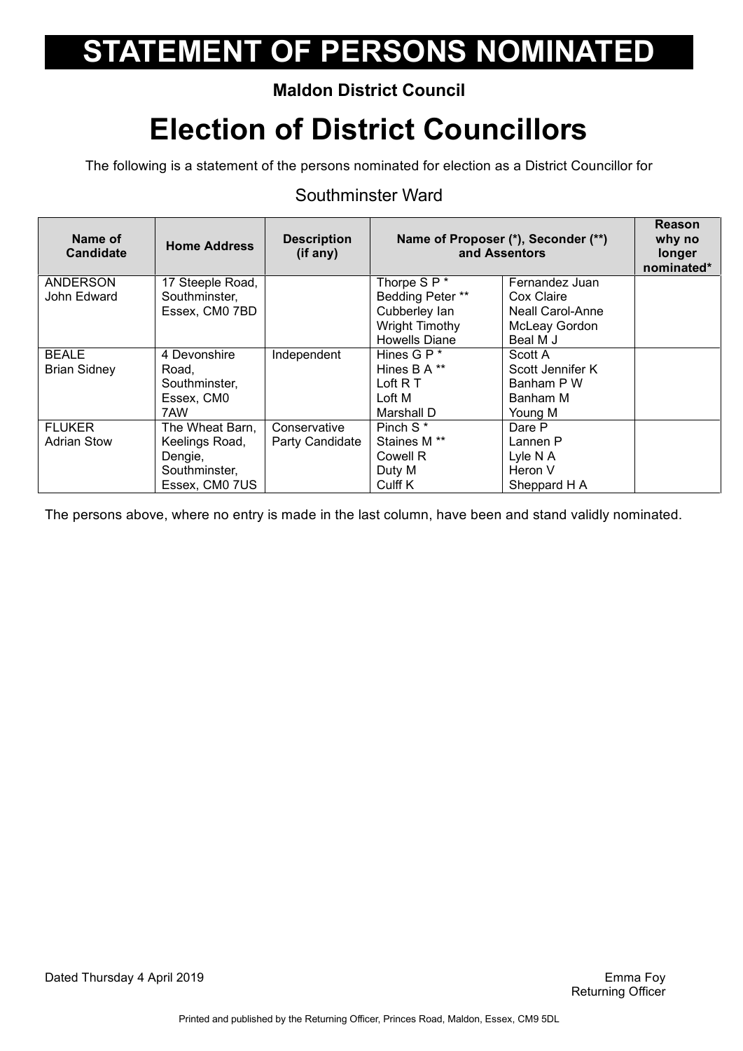// STATEMENT OF PERSONS NOMINATED

**Maldon District Council**

## Election of District Councillors

The following is a statement of the persons nominated for election as a District Councillor for

Southminster Ward

| Name of Candidate | Home Address | Description (if any) | Name of Proposer (*), Seconder (**) and Assentors | | Reason why no longer nominated* |
|---|---|---|---|---|---|
| ANDERSON John Edward | 17 Steeple Road, Southminster, Essex, CM0 7BD | | Thorpe S P * <br> Bedding Peter ** <br> Cubberley Ian <br> Wright Timothy <br> Howells Diane | Fernandez Juan <br> Cox Claire <br> Neall Carol-Anne <br> McLeay Gordon <br> Beal M J | |
| BEALE Brian Sidney | 4 Devonshire Road, Southminster, Essex, CM0 7AW | Independent | Hines G P * <br> Hines B A ** <br> Loft R T <br> Loft M <br> Marshall D | Scott A <br> Scott Jennifer K <br> Banham P W <br> Banham M <br> Young M | |
| FLUKER Adrian Stow | The Wheat Barn, Keelings Road, Dengie, Southminster, Essex, CM0 7US | Conservative Party Candidate | Pinch S * <br> Staines M ** <br> Cowell R <br> Duty M <br> Culff K | Dare P <br> Lannen P <br> Lyle N A <br> Heron V <br> Sheppard H A | |

The persons above, where no entry is made in the last column, have been and stand validly nominated.

Dated Thursday 4 April 2019

Emma Foy
Returning Officer

Printed and published by the Returning Officer, Princes Road, Maldon, Essex, CM9 5DL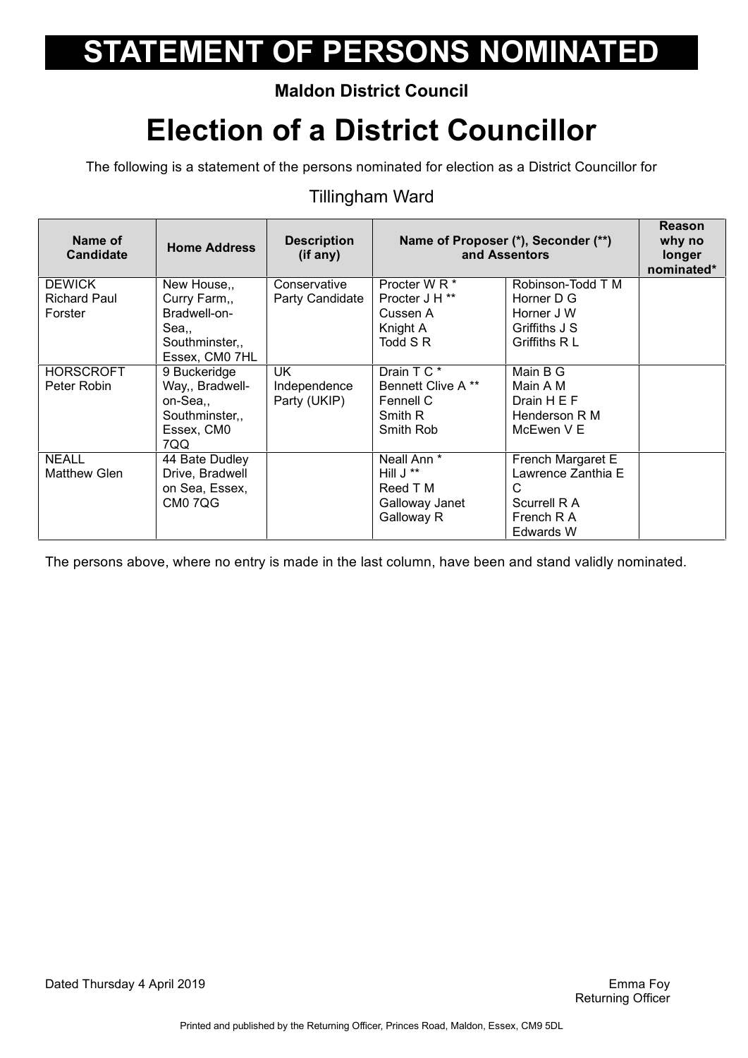# STATEMENT OF PERSONS NOMINATED

**Maldon District Council**

# Election of a District Councillor

The following is a statement of the persons nominated for election as a District Councillor for

Tillingham Ward

| Name of Candidate | Home Address | Description (if any) | Name of Proposer (*), Seconder (**) and Assentors | | Reason why no longer nominated* |
|---|---|---|---|---|---|
| DEWICK Richard Paul Forster | New House,, Curry Farm,, Bradwell-on-Sea,, Southminster,, Essex, CM0 7HL | Conservative Party Candidate | Procter W R * Procter J H ** Cussen A Knight A Todd S R | Robinson-Todd T M Horner D G Horner J W Griffiths J S Griffiths R L | |
| HORSCROFT Peter Robin | 9 Buckeridge Way,, Bradwell-on-Sea,, Southminster,, Essex, CM0 7QQ | UK Independence Party (UKIP) | Drain T C * Bennett Clive A ** Fennell C Smith R Smith Rob | Main B G Main A M Drain H E F Henderson R M McEwen V E | |
| NEALL Matthew Glen | 44 Bate Dudley Drive, Bradwell on Sea, Essex, CM0 7QG | | Neall Ann * Hill J ** Reed T M Galloway Janet Galloway R | French Margaret E Lawrence Zanthia E C Scurrell R A French R A Edwards W | |

The persons above, where no entry is made in the last column, have been and stand validly nominated.

Dated Thursday 4 April 2019

Emma Foy
Returning Officer

Printed and published by the Returning Officer, Princes Road, Maldon, Essex, CM9 5DL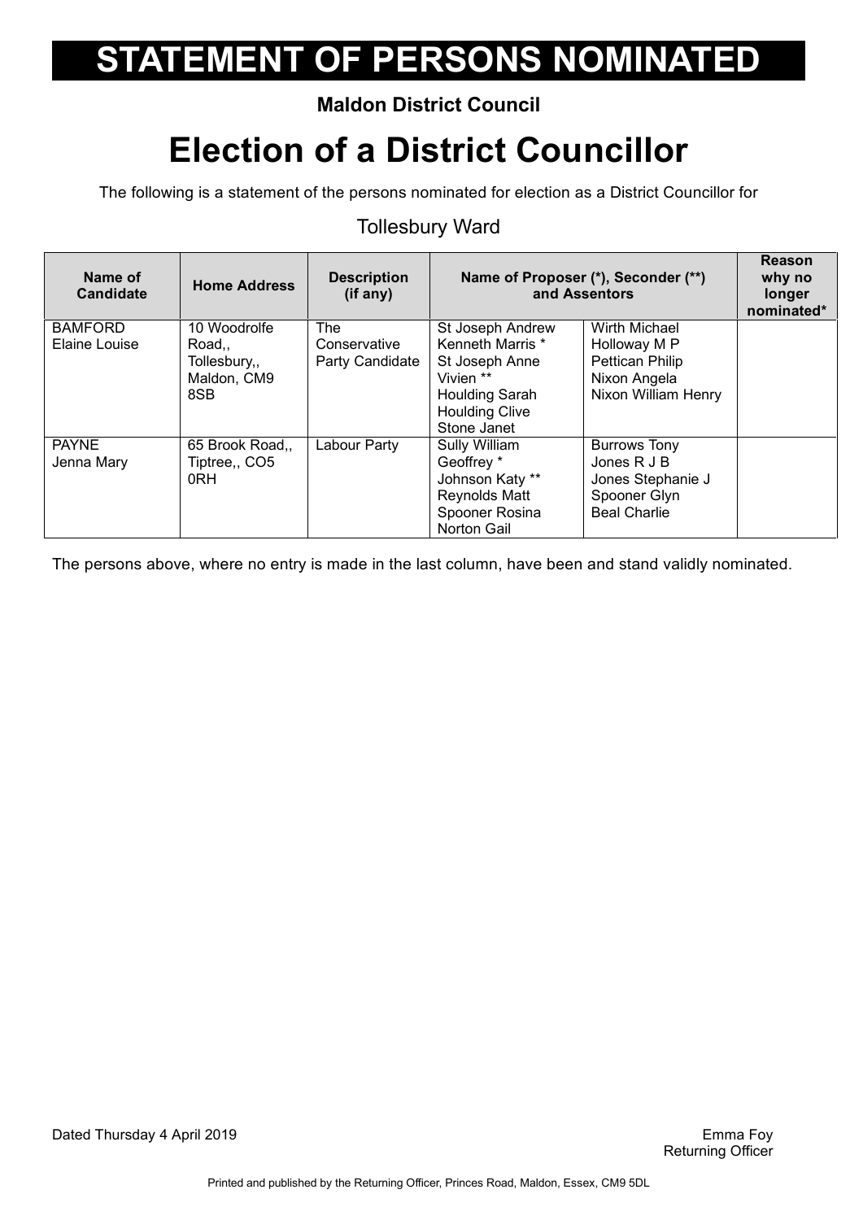# STATEMENT OF PERSONS NOMINATED

**Maldon District Council**

# Election of a District Councillor

The following is a statement of the persons nominated for election as a District Councillor for

Tollesbury Ward

| Name of Candidate | Home Address | Description (if any) | Name of Proposer (*), Seconder (**) and Assentors | | Reason why no longer nominated* |
|---|---|---|---|---|---|
| BAMFORD Elaine Louise | 10 Woodrolfe Road,, Tollesbury,, Maldon, CM9 8SB | The Conservative Party Candidate | St Joseph Andrew Kenneth Marris * St Joseph Anne Vivien ** Houlding Sarah Houlding Clive Stone Janet | Wirth Michael Holloway M P Pettican Philip Nixon Angela Nixon William Henry | |
| PAYNE Jenna Mary | 65 Brook Road,, Tiptree,, CO5 0RH | Labour Party | Sully William Geoffrey * Johnson Katy ** Reynolds Matt Spooner Rosina Norton Gail | Burrows Tony Jones R J B Jones Stephanie J Spooner Glyn Beal Charlie | |

The persons above, where no entry is made in the last column, have been and stand validly nominated.

Dated Thursday 4 April 2019

Emma Foy
Returning Officer

Printed and published by the Returning Officer, Princes Road, Maldon, Essex, CM9 5DL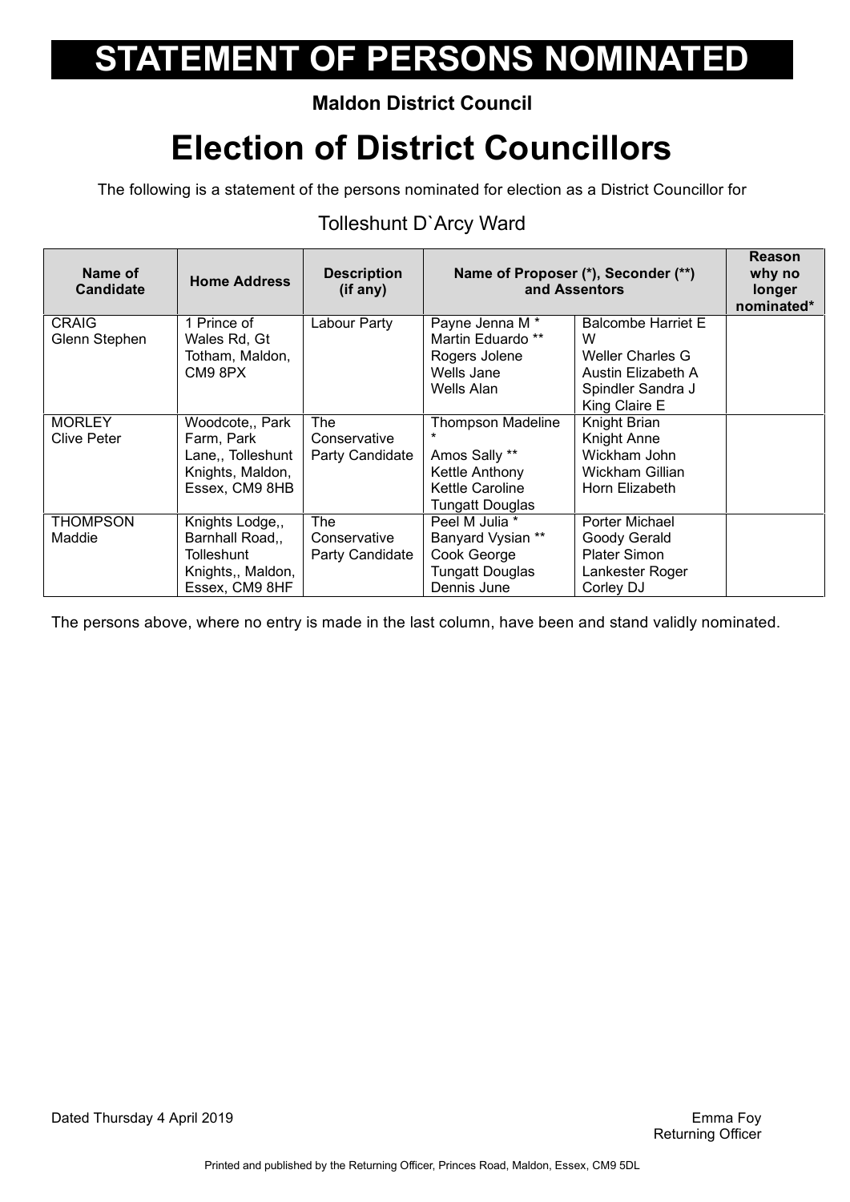# STATEMENT OF PERSONS NOMINATED

**Maldon District Council**

# Election of District Councillors

The following is a statement of the persons nominated for election as a District Councillor for

## Tolleshunt D`Arcy Ward

| Name of Candidate | Home Address | Description (if any) | Name of Proposer (*), Seconder (**) and Assentors | | Reason why no longer nominated* |
|---|---|---|---|---|---|
| CRAIG Glenn Stephen | 1 Prince of Wales Rd, Gt Totham, Maldon, CM9 8PX | Labour Party | Payne Jenna M * Martin Eduardo ** Rogers Jolene Wells Jane Wells Alan | Balcombe Harriet E W Weller Charles G Austin Elizabeth A Spindler Sandra J King Claire E | |
| MORLEY Clive Peter | Woodcote,, Park Farm, Park Lane,, Tolleshunt Knights, Maldon, Essex, CM9 8HB | The Conservative Party Candidate | Thompson Madeline * Amos Sally ** Kettle Anthony Kettle Caroline Tungatt Douglas | Knight Brian Knight Anne Wickham John Wickham Gillian Horn Elizabeth | |
| THOMPSON Maddie | Knights Lodge,, Barnhall Road,, Tolleshunt Knights,, Maldon, Essex, CM9 8HF | The Conservative Party Candidate | Peel M Julia * Banyard Vysian ** Cook George Tungatt Douglas Dennis June | Porter Michael Goody Gerald Plater Simon Lankester Roger Corley DJ | |

The persons above, where no entry is made in the last column, have been and stand validly nominated.

Dated Thursday 4 April 2019

Emma Foy
Returning Officer

Printed and published by the Returning Officer, Princes Road, Maldon, Essex, CM9 5DL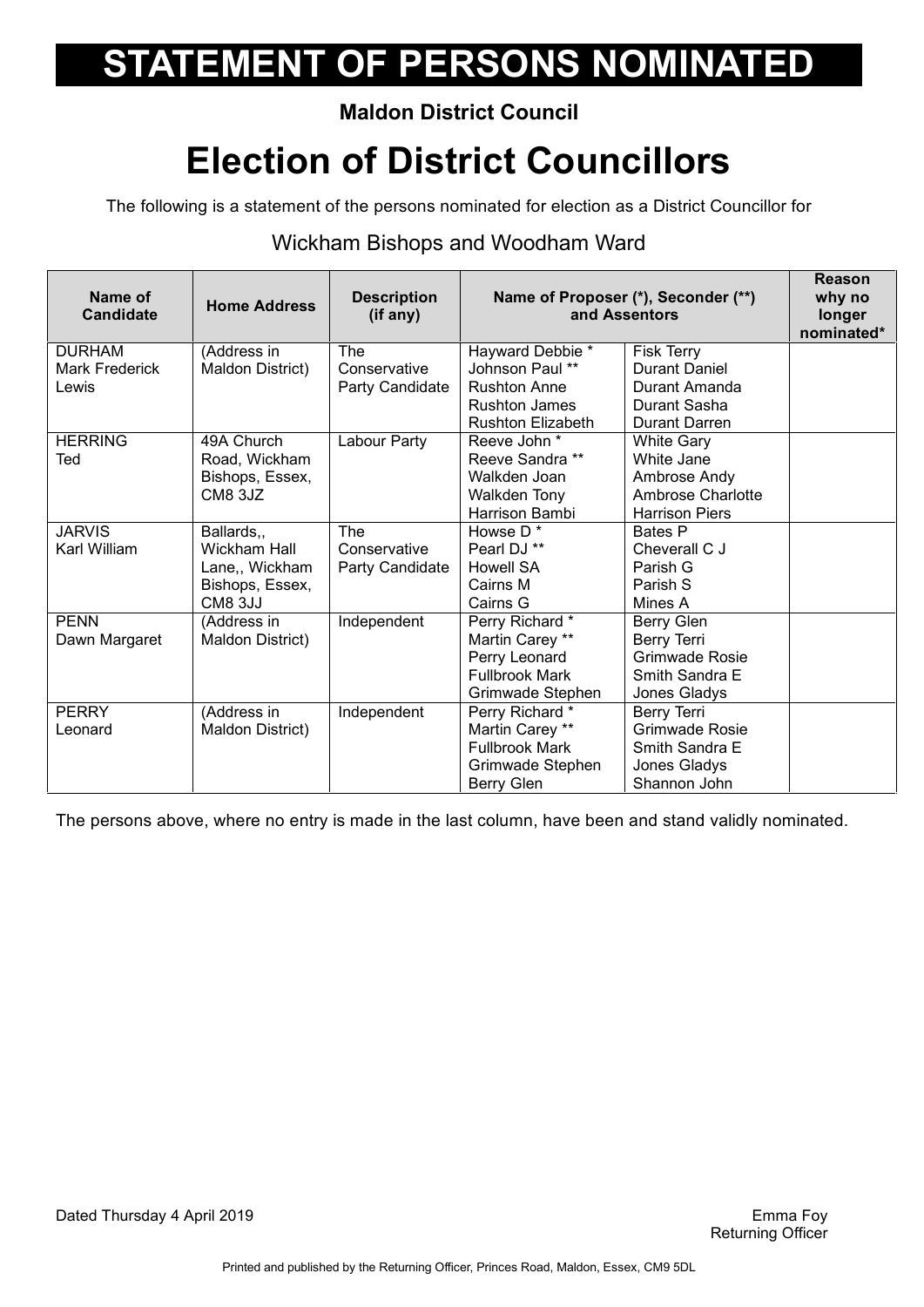# STATEMENT OF PERSONS NOMINATED

**Maldon District Council**

# Election of District Councillors

The following is a statement of the persons nominated for election as a District Councillor for

## Wickham Bishops and Woodham Ward

| Name of Candidate | Home Address | Description (if any) | Name of Proposer (*), Seconder (**) and Assentors | | Reason why no longer nominated* |
|---|---|---|---|---|---|
| DURHAM Mark Frederick Lewis | (Address in Maldon District) | The Conservative Party Candidate | Hayward Debbie * Johnson Paul ** Rushton Anne Rushton James Rushton Elizabeth | Fisk Terry Durant Daniel Durant Amanda Durant Sasha Durant Darren | |
| HERRING Ted | 49A Church Road, Wickham Bishops, Essex, CM8 3JZ | Labour Party | Reeve John * Reeve Sandra ** Walkden Joan Walkden Tony Harrison Bambi | White Gary White Jane Ambrose Andy Ambrose Charlotte Harrison Piers | |
| JARVIS Karl William | Ballards,, Wickham Hall Lane,, Wickham Bishops, Essex, CM8 3JJ | The Conservative Party Candidate | Howse D * Pearl DJ ** Howell SA Cairns M Cairns G | Bates P Cheverall C J Parish G Parish S Mines A | |
| PENN Dawn Margaret | (Address in Maldon District) | Independent | Perry Richard * Martin Carey ** Perry Leonard Fullbrook Mark Grimwade Stephen | Berry Glen Berry Terri Grimwade Rosie Smith Sandra E Jones Gladys | |
| PERRY Leonard | (Address in Maldon District) | Independent | Perry Richard * Martin Carey ** Fullbrook Mark Grimwade Stephen Berry Glen | Berry Terri Grimwade Rosie Smith Sandra E Jones Gladys Shannon John | |

The persons above, where no entry is made in the last column, have been and stand validly nominated.

Dated Thursday 4 April 2019

Emma Foy
Returning Officer

Printed and published by the Returning Officer, Princes Road, Maldon, Essex, CM9 5DL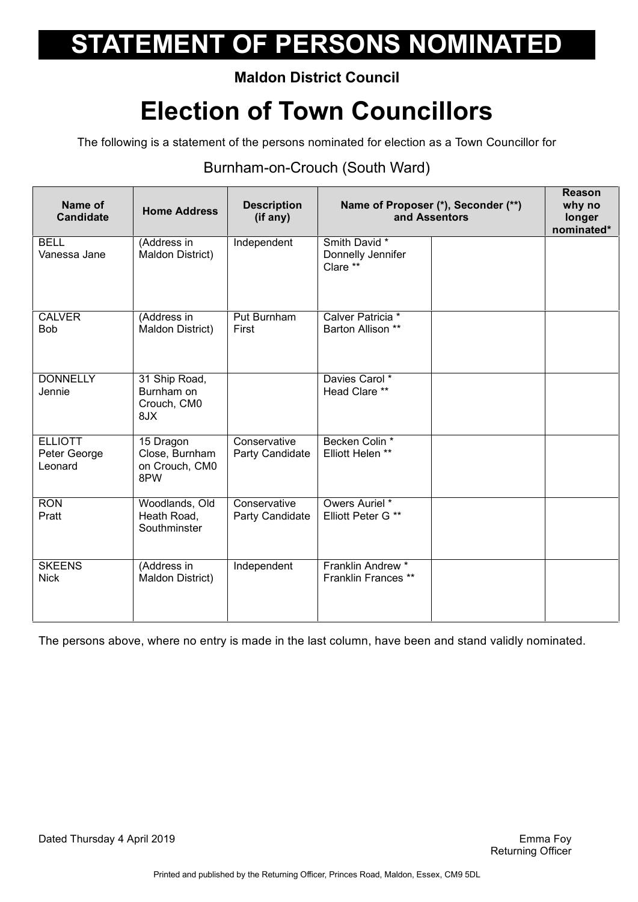# STATEMENT OF PERSONS NOMINATED

**Maldon District Council**

# Election of Town Councillors

The following is a statement of the persons nominated for election as a Town Councillor for

Burnham-on-Crouch (South Ward)

| Name of Candidate | Home Address | Description (if any) | Name of Proposer (*), Seconder (**) and Assentors | | Reason why no longer nominated* |
|---|---|---|---|---|---|
| BELL Vanessa Jane | (Address in Maldon District) | Independent | Smith David * Donnelly Jennifer Clare ** | | |
| CALVER Bob | (Address in Maldon District) | Put Burnham First | Calver Patricia * Barton Allison ** | | |
| DONNELLY Jennie | 31 Ship Road, Burnham on Crouch, CM0 8JX | | Davies Carol * Head Clare ** | | |
| ELLIOTT Peter George Leonard | 15 Dragon Close, Burnham on Crouch, CM0 8PW | Conservative Party Candidate | Becken Colin * Elliott Helen ** | | |
| RON Pratt | Woodlands, Old Heath Road, Southminster | Conservative Party Candidate | Owers Auriel * Elliott Peter G ** | | |
| SKEENS Nick | (Address in Maldon District) | Independent | Franklin Andrew * Franklin Frances ** | | |

The persons above, where no entry is made in the last column, have been and stand validly nominated.

Dated Thursday 4 April 2019

Emma Foy
Returning Officer

Printed and published by the Returning Officer, Princes Road, Maldon, Essex, CM9 5DL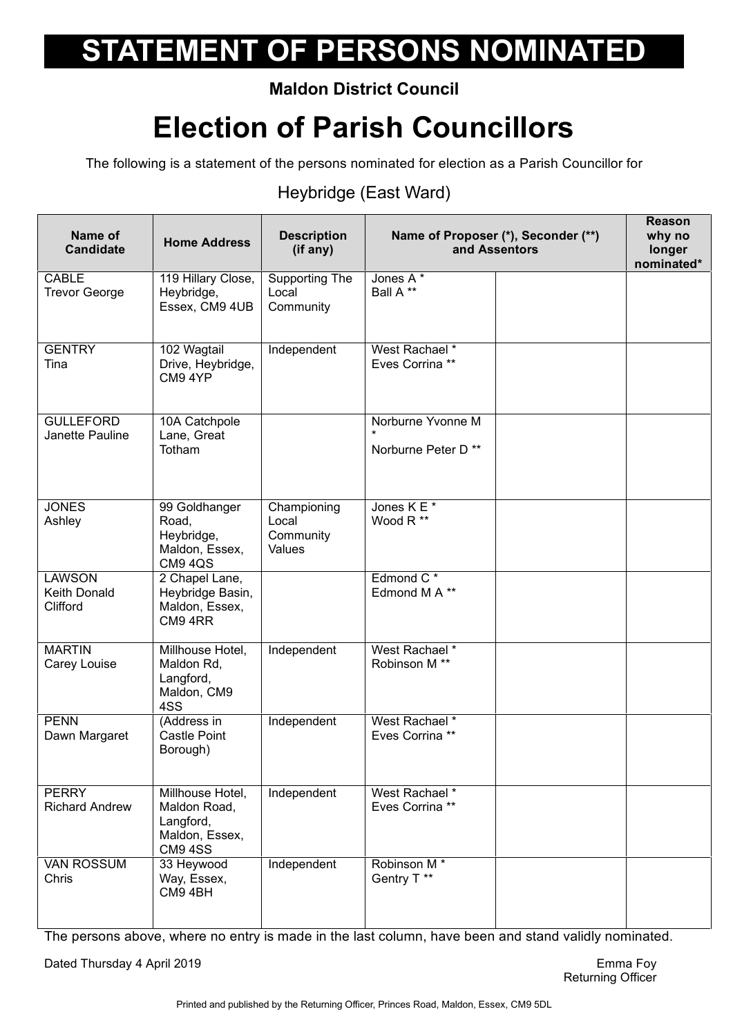# STATEMENT OF PERSONS NOMINATED

**Maldon District Council**

# Election of Parish Councillors

The following is a statement of the persons nominated for election as a Parish Councillor for

Heybridge (East Ward)

| Name of Candidate | Home Address | Description (if any) | Name of Proposer (*), Seconder (**) and Assentors | | Reason why no longer nominated* |
|---|---|---|---|---|---|
| CABLE Trevor George | 119 Hillary Close, Heybridge, Essex, CM9 4UB | Supporting The Local Community | Jones A * Ball A ** | | |
| GENTRY Tina | 102 Wagtail Drive, Heybridge, CM9 4YP | Independent | West Rachael * Eves Corrina ** | | |
| GULLEFORD Janette Pauline | 10A Catchpole Lane, Great Totham | | Norburne Yvonne M * Norburne Peter D ** | | |
| JONES Ashley | 99 Goldhanger Road, Heybridge, Maldon, Essex, CM9 4QS | Championing Local Community Values | Jones K E * Wood R ** | | |
| LAWSON Keith Donald Clifford | 2 Chapel Lane, Heybridge Basin, Maldon, Essex, CM9 4RR | | Edmond C * Edmond M A ** | | |
| MARTIN Carey Louise | Millhouse Hotel, Maldon Rd, Langford, Maldon, CM9 4SS | Independent | West Rachael * Robinson M ** | | |
| PENN Dawn Margaret | (Address in Castle Point Borough) | Independent | West Rachael * Eves Corrina ** | | |
| PERRY Richard Andrew | Millhouse Hotel, Maldon Road, Langford, Maldon, Essex, CM9 4SS | Independent | West Rachael * Eves Corrina ** | | |
| VAN ROSSUM Chris | 33 Heywood Way, Essex, CM9 4BH | Independent | Robinson M * Gentry T ** | | |

The persons above, where no entry is made in the last column, have been and stand validly nominated.

Dated Thursday 4 April 2019

Emma Foy
Returning Officer

Printed and published by the Returning Officer, Princes Road, Maldon, Essex, CM9 5DL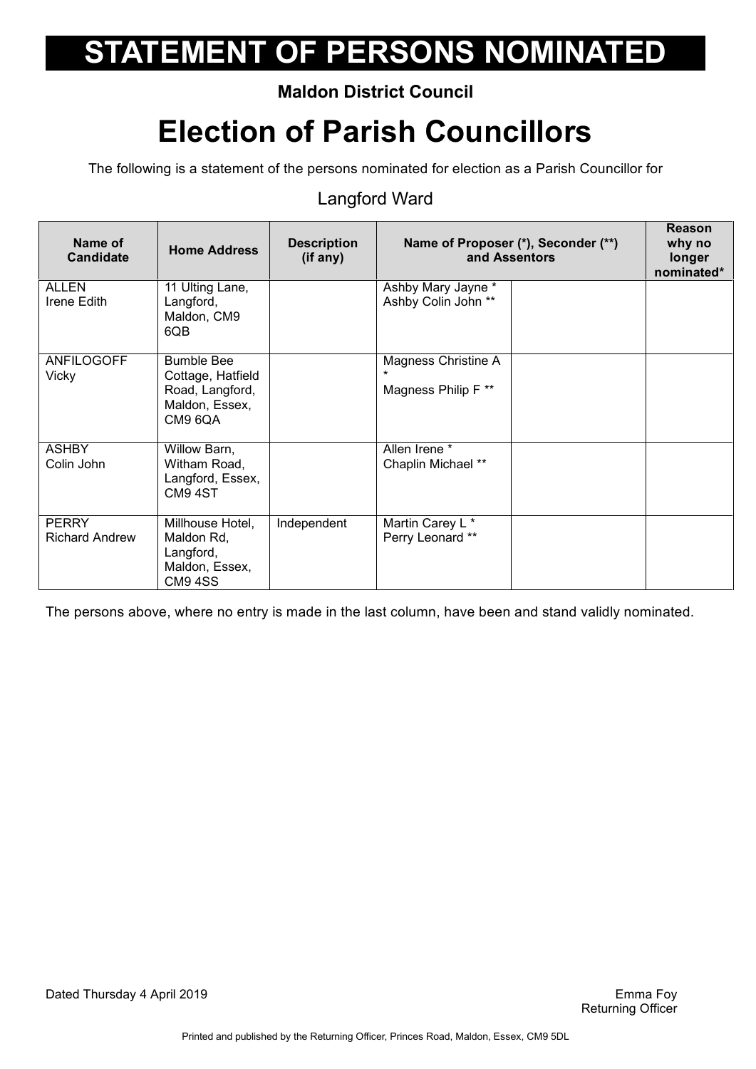# STATEMENT OF PERSONS NOMINATED

**Maldon District Council**

# Election of Parish Councillors

The following is a statement of the persons nominated for election as a Parish Councillor for

Langford Ward

| Name of Candidate | Home Address | Description (if any) | Name of Proposer (*), Seconder (**) and Assentors | | Reason why no longer nominated* |
|---|---|---|---|---|---|
| ALLEN Irene Edith | 11 Ulting Lane, Langford, Maldon, CM9 6QB | | Ashby Mary Jayne * Ashby Colin John ** | | |
| ANFILOGOFF Vicky | Bumble Bee Cottage, Hatfield Road, Langford, Maldon, Essex, CM9 6QA | | Magness Christine A * Magness Philip F ** | | |
| ASHBY Colin John | Willow Barn, Witham Road, Langford, Essex, CM9 4ST | | Allen Irene * Chaplin Michael ** | | |
| PERRY Richard Andrew | Millhouse Hotel, Maldon Rd, Langford, Maldon, Essex, CM9 4SS | Independent | Martin Carey L * Perry Leonard ** | | |

The persons above, where no entry is made in the last column, have been and stand validly nominated.

Dated Thursday 4 April 2019

Emma Foy
Returning Officer

Printed and published by the Returning Officer, Princes Road, Maldon, Essex, CM9 5DL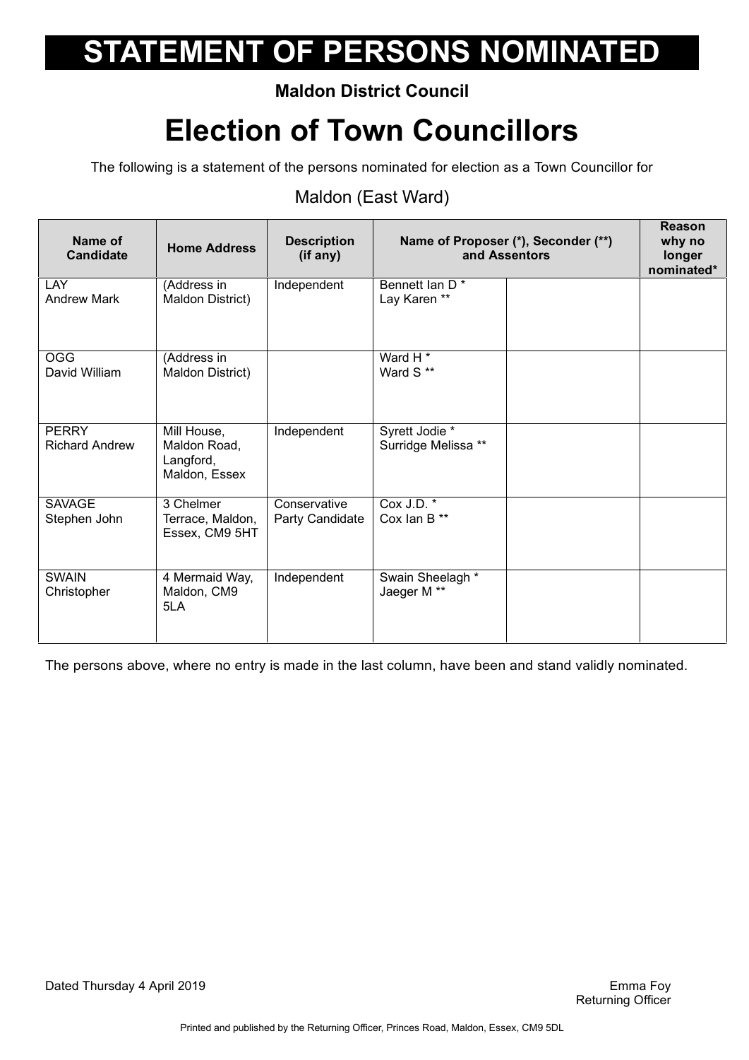# STATEMENT OF PERSONS NOMINATED

**Maldon District Council**

# Election of Town Councillors

The following is a statement of the persons nominated for election as a Town Councillor for

Maldon (East Ward)

| Name of Candidate | Home Address | Description (if any) | Name of Proposer (*), Seconder (**) and Assentors | | Reason why no longer nominated* |
|---|---|---|---|---|---|
| LAY Andrew Mark | (Address in Maldon District) | Independent | Bennett Ian D * Lay Karen ** | | |
| OGG David William | (Address in Maldon District) | | Ward H * Ward S ** | | |
| PERRY Richard Andrew | Mill House, Maldon Road, Langford, Maldon, Essex | Independent | Syrett Jodie * Surridge Melissa ** | | |
| SAVAGE Stephen John | 3 Chelmer Terrace, Maldon, Essex, CM9 5HT | Conservative Party Candidate | Cox J.D. * Cox Ian B ** | | |
| SWAIN Christopher | 4 Mermaid Way, Maldon, CM9 5LA | Independent | Swain Sheelagh * Jaeger M ** | | |

The persons above, where no entry is made in the last column, have been and stand validly nominated.

Dated Thursday 4 April 2019

Emma Foy
Returning Officer

Printed and published by the Returning Officer, Princes Road, Maldon, Essex, CM9 5DL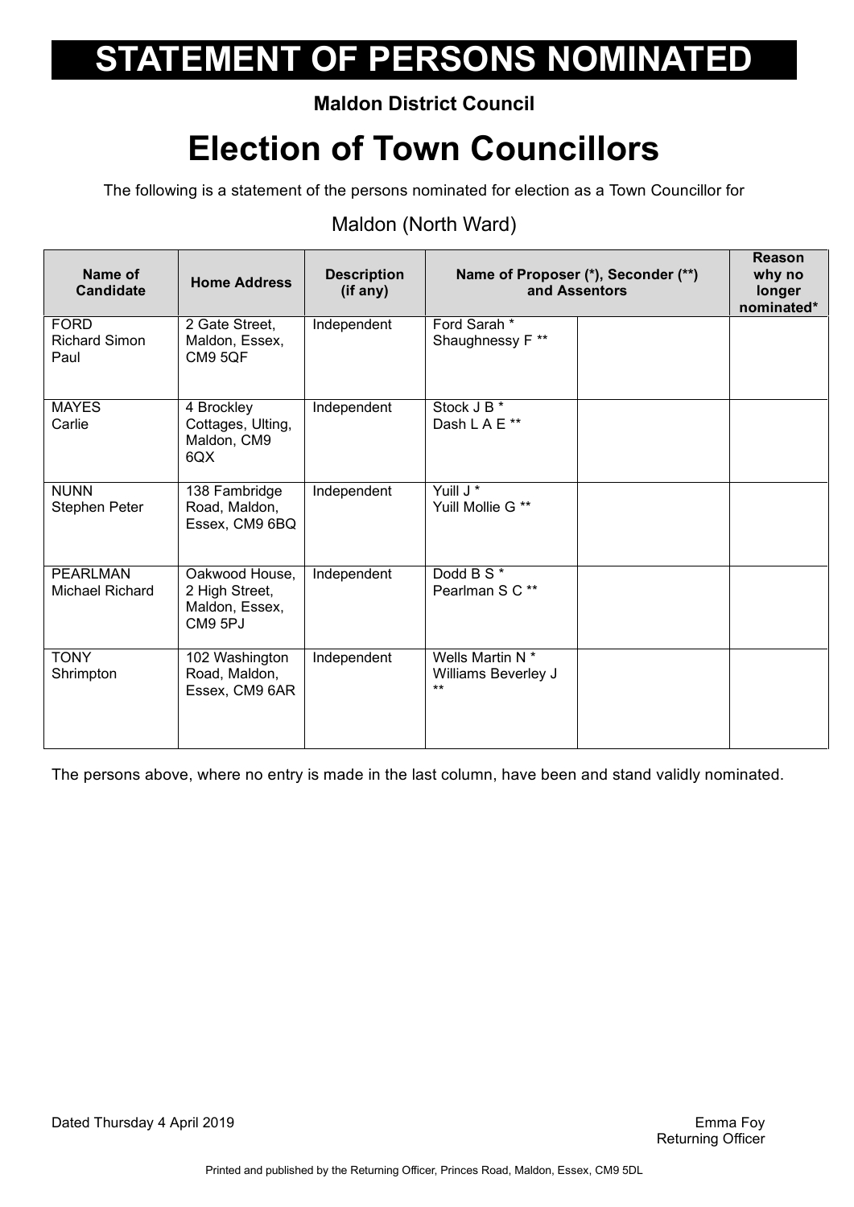# STATEMENT OF PERSONS NOMINATED

**Maldon District Council**

# Election of Town Councillors

The following is a statement of the persons nominated for election as a Town Councillor for

Maldon (North Ward)

| Name of Candidate | Home Address | Description (if any) | Name of Proposer (*), Seconder (**) and Assentors | | Reason why no longer nominated* |
|---|---|---|---|---|---|
| FORD Richard Simon Paul | 2 Gate Street, Maldon, Essex, CM9 5QF | Independent | Ford Sarah * Shaughnessy F ** | | |
| MAYES Carlie | 4 Brockley Cottages, Ulting, Maldon, CM9 6QX | Independent | Stock J B * Dash L A E ** | | |
| NUNN Stephen Peter | 138 Fambridge Road, Maldon, Essex, CM9 6BQ | Independent | Yuill J * Yuill Mollie G ** | | |
| PEARLMAN Michael Richard | Oakwood House, 2 High Street, Maldon, Essex, CM9 5PJ | Independent | Dodd B S * Pearlman S C ** | | |
| TONY Shrimpton | 102 Washington Road, Maldon, Essex, CM9 6AR | Independent | Wells Martin N * Williams Beverley J ** | | |

The persons above, where no entry is made in the last column, have been and stand validly nominated.

Dated Thursday 4 April 2019

Emma Foy
Returning Officer

Printed and published by the Returning Officer, Princes Road, Maldon, Essex, CM9 5DL